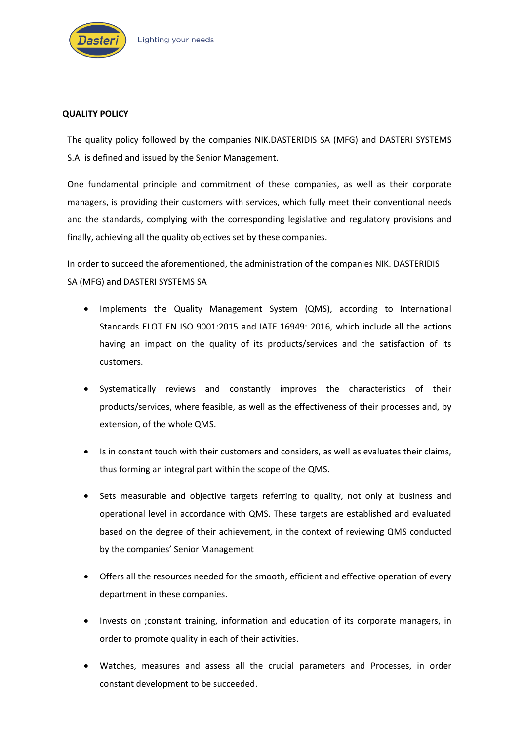**QUALITY POLICY**

The quality policy followed by the companies NIK.DASTERIDIS SA (MFG) and DASTERI SYSTEMS S.A. is defined and issued by the Senior Management.

One fundamental principle and commitment of these companies, as well as their corporate managers, is providing their customers with services, which fully meet their conventional needs and the standards, complying with the corresponding legislative and regulatory provisions and finally, achieving all the quality objectives set by these companies.

In order to succeed the aforementioned, the administration of the companies NIK. DASTERIDIS SA (MFG) and DASTERI SYSTEMS SA

- Implements the Quality Management System (QMS), according to International Standards ELOT EN ISO 9001:2015 and IATF 16949: 2016, which include all the actions having an impact on the quality of its products/services and the satisfaction of its customers.
- Systematically reviews and constantly improves the characteristics of their products/services, where feasible, as well as the effectiveness of their processes and, by extension, of the whole QMS.
- Is in constant touch with their customers and considers, as well as evaluates their claims, thus forming an integral part within the scope of the QMS.
- Sets measurable and objective targets referring to quality, not only at business and operational level in accordance with QMS. These targets are established and evaluated based on the degree of their achievement, in the context of reviewing QMS conducted by the companies' Senior Management
- Offers all the resources needed for the smooth, efficient and effective operation of every department in these companies.
- Invests on ;constant training, information and education of its corporate managers, in order to promote quality in each of their activities.
- Watches, measures and assess all the crucial parameters and Processes, in order constant development to be succeeded.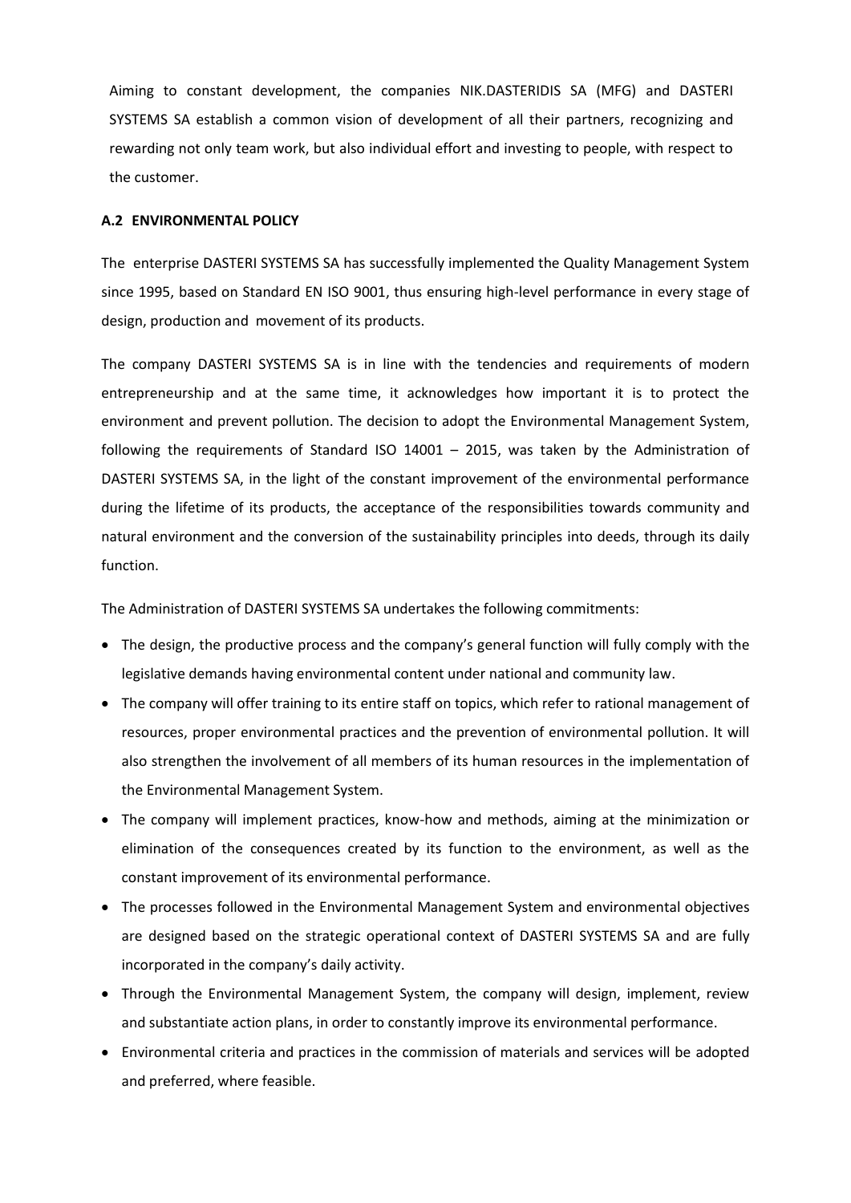Aiming to constant development, the companies NIK.DASTERIDIS SA (MFG) and DASTERI SYSTEMS SA establish a common vision of development of all their partners, recognizing and rewarding not only team work, but also individual effort and investing to people, with respect to the customer.

### A.2 ENVIRONMENTAL POLICY

The enterprise DASTERI SYSTEMS SA has successfully implemented the Quality Management System since 1995, based on Standard EN ISO 9001, thus ensuring high-level performance in every stage of design, production and movement of its products.

The company DASTERI SYSTEMS SA is in line with the tendencies and requirements of modern entrepreneurship and at the same time, it acknowledges how important it is to protect the environment and prevent pollution. The decision to adopt the Environmental Management System, following the requirements of Standard ISO 14001 – 2015, was taken by the Administration of DASTERI SYSTEMS SA, in the light of the constant improvement of the environmental performance during the lifetime of its products, the acceptance of the responsibilities towards community and natural environment and the conversion of the sustainability principles into deeds, through its daily function.

The Administration of DASTERI SYSTEMS SA undertakes the following commitments:

- The design, the productive process and the company's general function will fully comply with the legislative demands having environmental content under national and community law.
- The company will offer training to its entire staff on topics, which refer to rational management of resources, proper environmental practices and the prevention of environmental pollution. It will also strengthen the involvement of all members of its human resources in the implementation of the Environmental Management System.
- The company will implement practices, know-how and methods, aiming at the minimization or elimination of the consequences created by its function to the environment, as well as the constant improvement of its environmental performance.
- The processes followed in the Environmental Management System and environmental objectives are designed based on the strategic operational context of DASTERI SYSTEMS SA and are fully incorporated in the company's daily activity.
- Through the Environmental Management System, the company will design, implement, review and substantiate action plans, in order to constantly improve its environmental performance.
- Environmental criteria and practices in the commission of materials and services will be adopted and preferred, where feasible.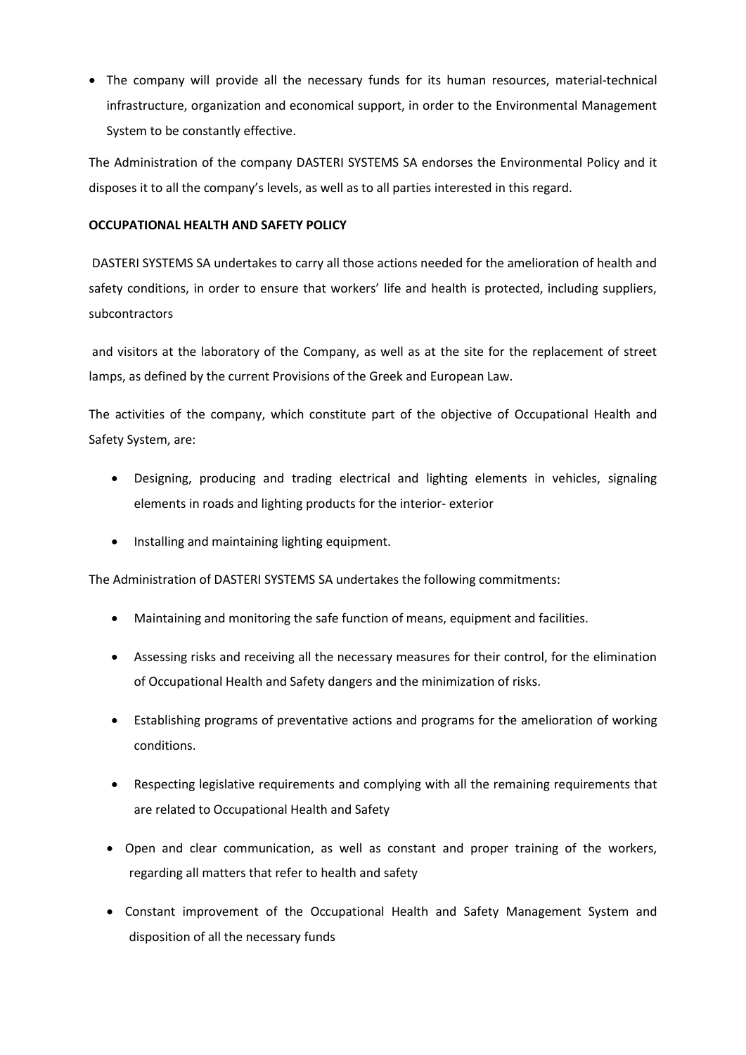- The company will provide all the necessary funds for its human resources, material-technical infrastructure, organization and economical support, in order to the Environmental Management System to be constantly effective.

The Administration of the company DASTERI SYSTEMS SA endorses the Environmental Policy and it disposes it to all the company's levels, as well as to all parties interested in this regard.

**OCCUPATIONAL HEALTH AND SAFETY POLICY**

DASTERI SYSTEMS SA undertakes to carry all those actions needed for the amelioration of health and safety conditions, in order to ensure that workers' life and health is protected, including suppliers, subcontractors

and visitors at the laboratory of the Company, as well as at the site for the replacement of street lamps, as defined by the current Provisions of the Greek and European Law.

The activities of the company, which constitute part of the objective of Occupational Health and Safety System, are:

- Designing, producing and trading electrical and lighting elements in vehicles, signaling elements in roads and lighting products for the interior- exterior
- Installing and maintaining lighting equipment.

The Administration of DASTERI SYSTEMS SA undertakes the following commitments:

- Maintaining and monitoring the safe function of means, equipment and facilities.
- Assessing risks and receiving all the necessary measures for their control, for the elimination of Occupational Health and Safety dangers and the minimization of risks.
- Establishing programs of preventative actions and programs for the amelioration of working conditions.
- Respecting legislative requirements and complying with all the remaining requirements that are related to Occupational Health and Safety
- Open and clear communication, as well as constant and proper training of the workers, regarding all matters that refer to health and safety
- Constant improvement of the Occupational Health and Safety Management System and disposition of all the necessary funds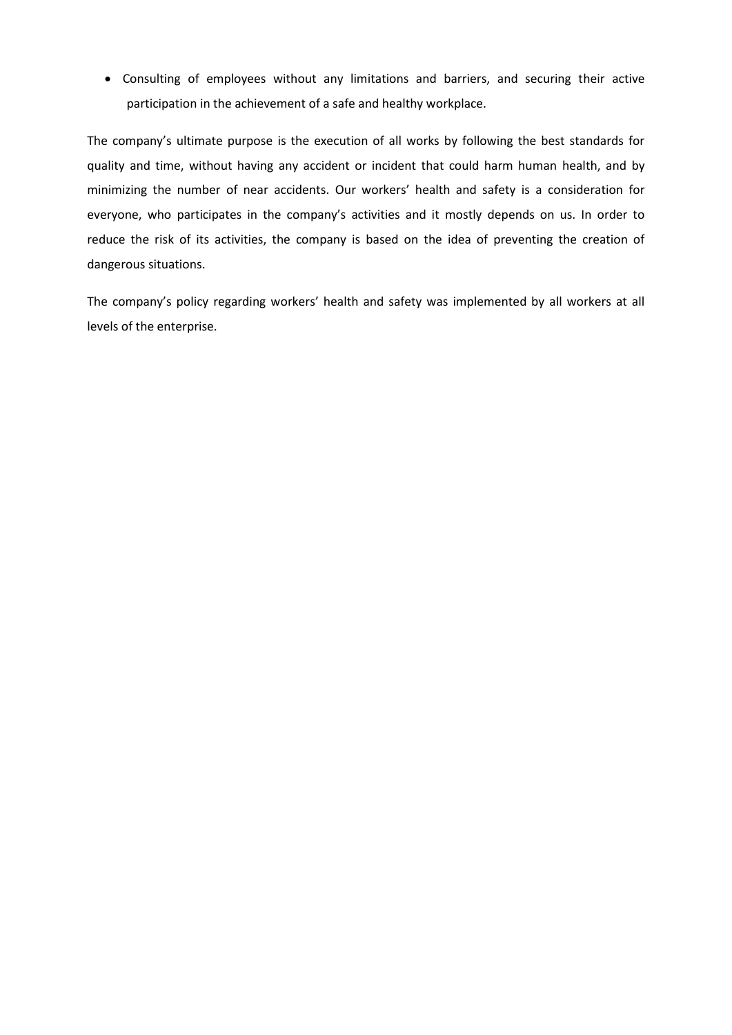- Consulting of employees without any limitations and barriers, and securing their active participation in the achievement of a safe and healthy workplace.

The company's ultimate purpose is the execution of all works by following the best standards for quality and time, without having any accident or incident that could harm human health, and by minimizing the number of near accidents. Our workers' health and safety is a consideration for everyone, who participates in the company's activities and it mostly depends on us. In order to reduce the risk of its activities, the company is based on the idea of preventing the creation of dangerous situations.

The company's policy regarding workers' health and safety was implemented by all workers at all levels of the enterprise.